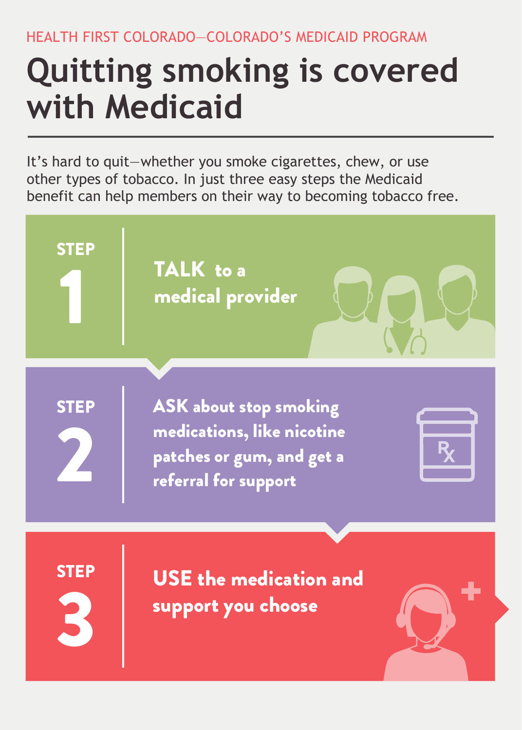HEALTH FIRST COLORADO—COLORADO'S MEDICAID PROGRAM

# Quitting smoking is covered with Medicaid

It's hard to quit—whether you smoke cigarettes, chew, or use other types of tobacco. In just three easy steps the Medicaid benefit can help members on their way to becoming tobacco free.

## STEP 1

**TALK** to a medical provider

## STEP 2

**ASK** about stop smoking medications, like nicotine patches or gum, and get a referral for support

## STEP 3

**USE** the medication and support you choose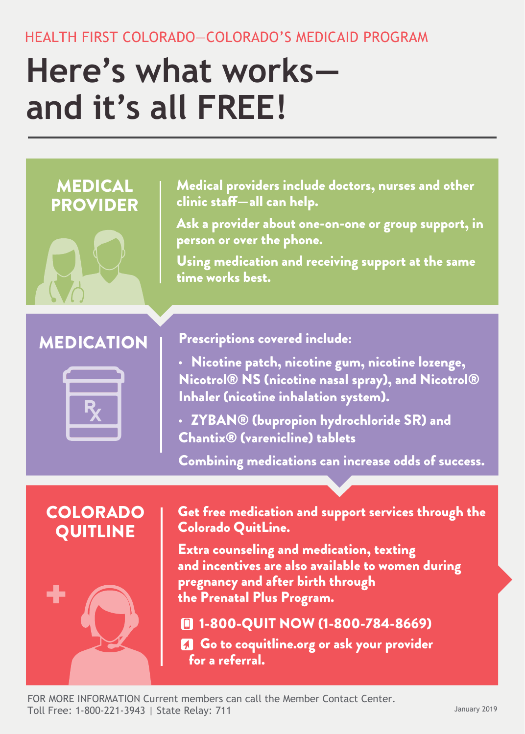HEALTH FIRST COLORADO—COLORADO'S MEDICAID PROGRAM

# Here's what works—and it's all FREE!

## MEDICAL PROVIDER

Medical providers include doctors, nurses and other clinic staff—all can help.

Ask a provider about one-on-one or group support, in person or over the phone.

Using medication and receiving support at the same time works best.

## MEDICATION

Prescriptions covered include:

- Nicotine patch, nicotine gum, nicotine lozenge, Nicotrol® NS (nicotine nasal spray), and Nicotrol® Inhaler (nicotine inhalation system).
- ZYBAN® (bupropion hydrochloride SR) and Chantix® (varenicline) tablets

Combining medications can increase odds of success.

## COLORADO QUITLINE

Get free medication and support services through the Colorado QuitLine.

Extra counseling and medication, texting and incentives are also available to women during pregnancy and after birth through the Prenatal Plus Program.

1-800-QUIT NOW (1-800-784-8669)

Go to coquitline.org or ask your provider for a referral.

FOR MORE INFORMATION Current members can call the Member Contact Center.
Toll Free: 1-800-221-3943 | State Relay: 711

January 2019